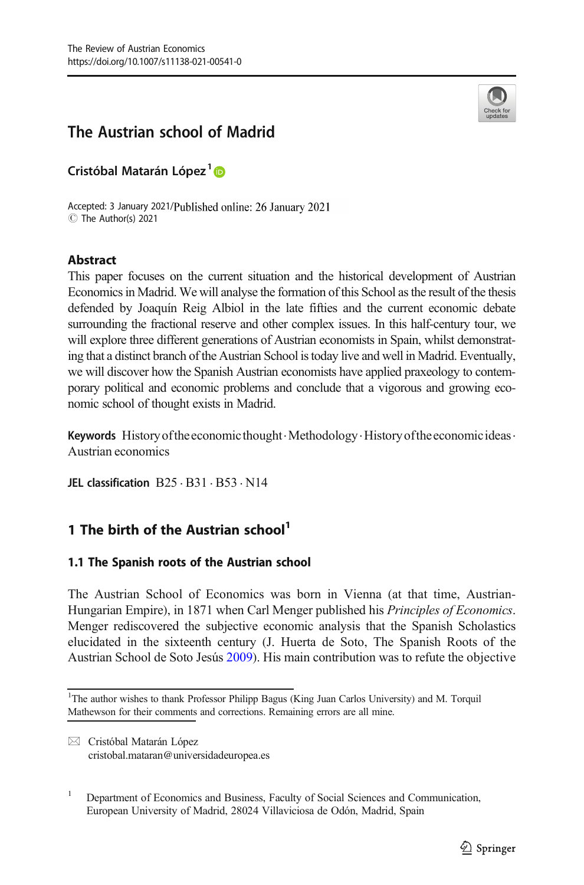# The Austrian school of Madrid

**Cristóbal Matarán López**[1]

Accepted: 3 January 2021/Published online: 26 January 2021
© The Author(s) 2021

## Abstract

This paper focuses on the current situation and the historical development of Austrian Economics in Madrid. We will analyse the formation of this School as the result of the thesis defended by Joaquín Reig Albiol in the late fifties and the current economic debate surrounding the fractional reserve and other complex issues. In this half-century tour, we will explore three different generations of Austrian economists in Spain, whilst demonstrating that a distinct branch of the Austrian School is today live and well in Madrid. Eventually, we will discover how the Spanish Austrian economists have applied praxeology to contemporary political and economic problems and conclude that a vigorous and growing economic school of thought exists in Madrid.

**Keywords** History of the economic thought · Methodology · History of the economic ideas · Austrian economics

**JEL classification** B25 · B31 · B53 · N14

## 1 The birth of the Austrian school[1]

### 1.1 The Spanish roots of the Austrian school

The Austrian School of Economics was born in Vienna (at that time, Austrian-Hungarian Empire), in 1871 when Carl Menger published his *Principles of Economics*. Menger rediscovered the subjective economic analysis that the Spanish Scholastics elucidated in the sixteenth century (J. Huerta de Soto, The Spanish Roots of the Austrian School de Soto Jesús 2009). His main contribution was to refute the objective

---

[1]The author wishes to thank Professor Philipp Bagus (King Juan Carlos University) and M. Torquil Mathewson for their comments and corrections. Remaining errors are all mine.

✉ Cristóbal Matarán López
cristobal.mataran@universidadeuropea.es

[1] Department of Economics and Business, Faculty of Social Sciences and Communication, European University of Madrid, 28024 Villaviciosa de Odón, Madrid, Spain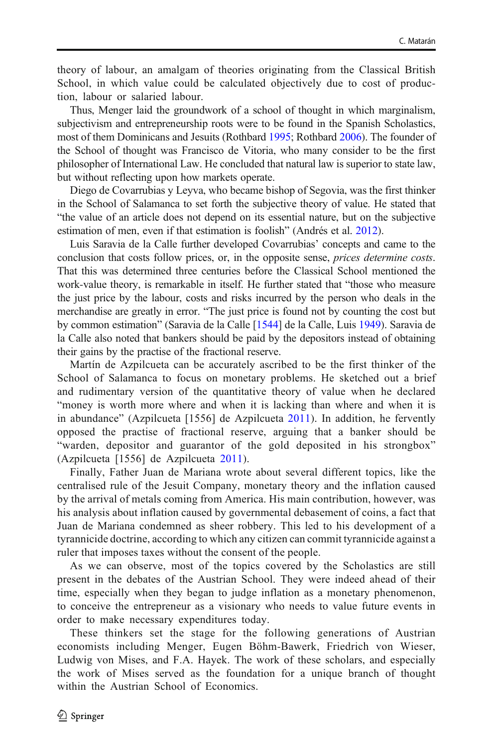theory of labour, an amalgam of theories originating from the Classical British School, in which value could be calculated objectively due to cost of production, labour or salaried labour.

Thus, Menger laid the groundwork of a school of thought in which marginalism, subjectivism and entrepreneurship roots were to be found in the Spanish Scholastics, most of them Dominicans and Jesuits (Rothbard 1995; Rothbard 2006). The founder of the School of thought was Francisco de Vitoria, who many consider to be the first philosopher of International Law. He concluded that natural law is superior to state law, but without reflecting upon how markets operate.

Diego de Covarrubias y Leyva, who became bishop of Segovia, was the first thinker in the School of Salamanca to set forth the subjective theory of value. He stated that "the value of an article does not depend on its essential nature, but on the subjective estimation of men, even if that estimation is foolish" (Andrés et al. 2012).

Luis Saravia de la Calle further developed Covarrubias' concepts and came to the conclusion that costs follow prices, or, in the opposite sense, *prices determine costs*. That this was determined three centuries before the Classical School mentioned the work-value theory, is remarkable in itself. He further stated that "those who measure the just price by the labour, costs and risks incurred by the person who deals in the merchandise are greatly in error. "The just price is found not by counting the cost but by common estimation" (Saravia de la Calle [1544] de la Calle, Luis 1949). Saravia de la Calle also noted that bankers should be paid by the depositors instead of obtaining their gains by the practise of the fractional reserve.

Martín de Azpilcueta can be accurately ascribed to be the first thinker of the School of Salamanca to focus on monetary problems. He sketched out a brief and rudimentary version of the quantitative theory of value when he declared "money is worth more where and when it is lacking than where and when it is in abundance" (Azpilcueta [1556] de Azpilcueta 2011). In addition, he fervently opposed the practise of fractional reserve, arguing that a banker should be "warden, depositor and guarantor of the gold deposited in his strongbox" (Azpilcueta [1556] de Azpilcueta 2011).

Finally, Father Juan de Mariana wrote about several different topics, like the centralised rule of the Jesuit Company, monetary theory and the inflation caused by the arrival of metals coming from America. His main contribution, however, was his analysis about inflation caused by governmental debasement of coins, a fact that Juan de Mariana condemned as sheer robbery. This led to his development of a tyrannicide doctrine, according to which any citizen can commit tyrannicide against a ruler that imposes taxes without the consent of the people.

As we can observe, most of the topics covered by the Scholastics are still present in the debates of the Austrian School. They were indeed ahead of their time, especially when they began to judge inflation as a monetary phenomenon, to conceive the entrepreneur as a visionary who needs to value future events in order to make necessary expenditures today.

These thinkers set the stage for the following generations of Austrian economists including Menger, Eugen Böhm-Bawerk, Friedrich von Wieser, Ludwig von Mises, and F.A. Hayek. The work of these scholars, and especially the work of Mises served as the foundation for a unique branch of thought within the Austrian School of Economics.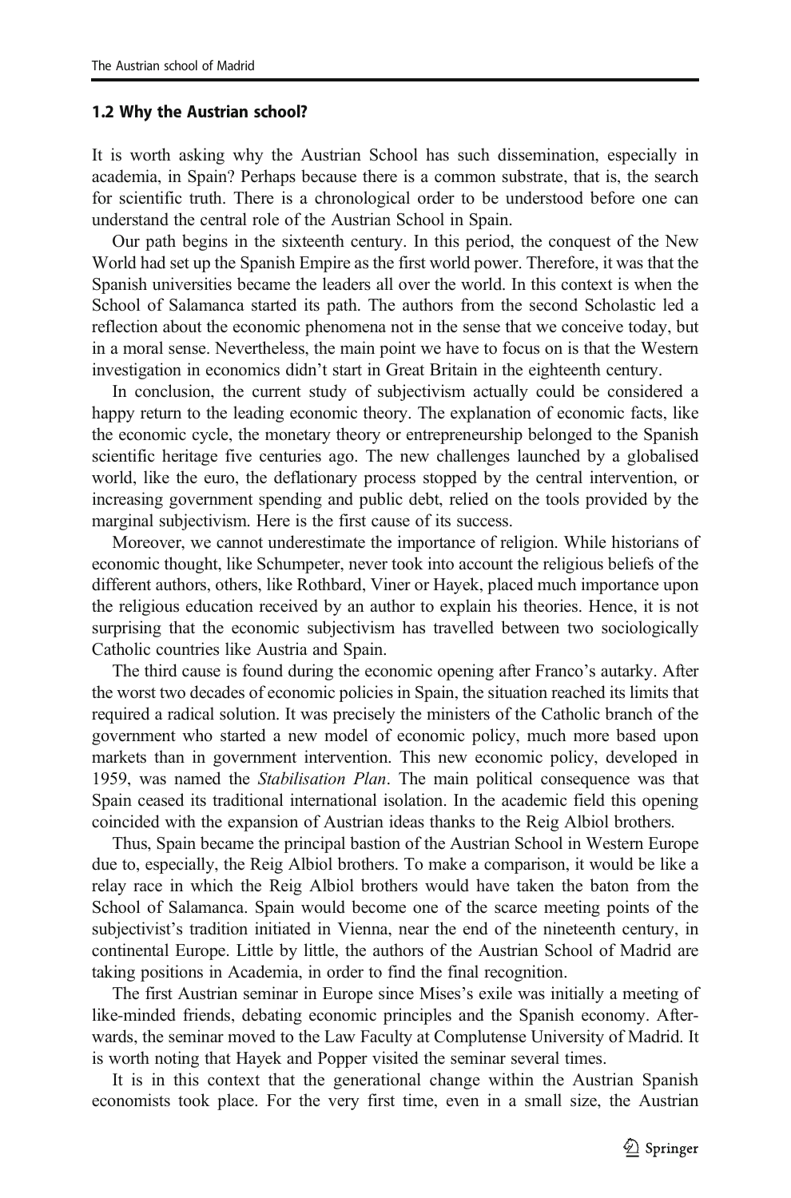### 1.2 Why the Austrian school?

It is worth asking why the Austrian School has such dissemination, especially in academia, in Spain? Perhaps because there is a common substrate, that is, the search for scientific truth. There is a chronological order to be understood before one can understand the central role of the Austrian School in Spain.

Our path begins in the sixteenth century. In this period, the conquest of the New World had set up the Spanish Empire as the first world power. Therefore, it was that the Spanish universities became the leaders all over the world. In this context is when the School of Salamanca started its path. The authors from the second Scholastic led a reflection about the economic phenomena not in the sense that we conceive today, but in a moral sense. Nevertheless, the main point we have to focus on is that the Western investigation in economics didn't start in Great Britain in the eighteenth century.

In conclusion, the current study of subjectivism actually could be considered a happy return to the leading economic theory. The explanation of economic facts, like the economic cycle, the monetary theory or entrepreneurship belonged to the Spanish scientific heritage five centuries ago. The new challenges launched by a globalised world, like the euro, the deflationary process stopped by the central intervention, or increasing government spending and public debt, relied on the tools provided by the marginal subjectivism. Here is the first cause of its success.

Moreover, we cannot underestimate the importance of religion. While historians of economic thought, like Schumpeter, never took into account the religious beliefs of the different authors, others, like Rothbard, Viner or Hayek, placed much importance upon the religious education received by an author to explain his theories. Hence, it is not surprising that the economic subjectivism has travelled between two sociologically Catholic countries like Austria and Spain.

The third cause is found during the economic opening after Franco's autarky. After the worst two decades of economic policies in Spain, the situation reached its limits that required a radical solution. It was precisely the ministers of the Catholic branch of the government who started a new model of economic policy, much more based upon markets than in government intervention. This new economic policy, developed in 1959, was named the *Stabilisation Plan*. The main political consequence was that Spain ceased its traditional international isolation. In the academic field this opening coincided with the expansion of Austrian ideas thanks to the Reig Albiol brothers.

Thus, Spain became the principal bastion of the Austrian School in Western Europe due to, especially, the Reig Albiol brothers. To make a comparison, it would be like a relay race in which the Reig Albiol brothers would have taken the baton from the School of Salamanca. Spain would become one of the scarce meeting points of the subjectivist's tradition initiated in Vienna, near the end of the nineteenth century, in continental Europe. Little by little, the authors of the Austrian School of Madrid are taking positions in Academia, in order to find the final recognition.

The first Austrian seminar in Europe since Mises's exile was initially a meeting of like-minded friends, debating economic principles and the Spanish economy. Afterwards, the seminar moved to the Law Faculty at Complutense University of Madrid. It is worth noting that Hayek and Popper visited the seminar several times.

It is in this context that the generational change within the Austrian Spanish economists took place. For the very first time, even in a small size, the Austrian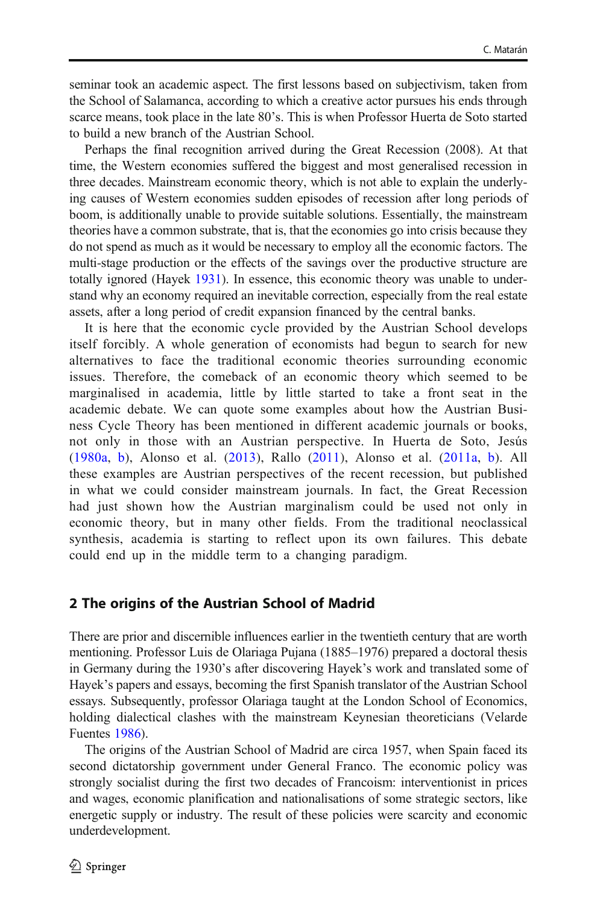seminar took an academic aspect. The first lessons based on subjectivism, taken from the School of Salamanca, according to which a creative actor pursues his ends through scarce means, took place in the late 80's. This is when Professor Huerta de Soto started to build a new branch of the Austrian School.

Perhaps the final recognition arrived during the Great Recession (2008). At that time, the Western economies suffered the biggest and most generalised recession in three decades. Mainstream economic theory, which is not able to explain the underlying causes of Western economies sudden episodes of recession after long periods of boom, is additionally unable to provide suitable solutions. Essentially, the mainstream theories have a common substrate, that is, that the economies go into crisis because they do not spend as much as it would be necessary to employ all the economic factors. The multi-stage production or the effects of the savings over the productive structure are totally ignored (Hayek 1931). In essence, this economic theory was unable to understand why an economy required an inevitable correction, especially from the real estate assets, after a long period of credit expansion financed by the central banks.

It is here that the economic cycle provided by the Austrian School develops itself forcibly. A whole generation of economists had begun to search for new alternatives to face the traditional economic theories surrounding economic issues. Therefore, the comeback of an economic theory which seemed to be marginalised in academia, little by little started to take a front seat in the academic debate. We can quote some examples about how the Austrian Business Cycle Theory has been mentioned in different academic journals or books, not only in those with an Austrian perspective. In Huerta de Soto, Jesús (1980a, b), Alonso et al. (2013), Rallo (2011), Alonso et al. (2011a, b). All these examples are Austrian perspectives of the recent recession, but published in what we could consider mainstream journals. In fact, the Great Recession had just shown how the Austrian marginalism could be used not only in economic theory, but in many other fields. From the traditional neoclassical synthesis, academia is starting to reflect upon its own failures. This debate could end up in the middle term to a changing paradigm.

## 2 The origins of the Austrian School of Madrid

There are prior and discernible influences earlier in the twentieth century that are worth mentioning. Professor Luis de Olariaga Pujana (1885–1976) prepared a doctoral thesis in Germany during the 1930's after discovering Hayek's work and translated some of Hayek's papers and essays, becoming the first Spanish translator of the Austrian School essays. Subsequently, professor Olariaga taught at the London School of Economics, holding dialectical clashes with the mainstream Keynesian theoreticians (Velarde Fuentes 1986).

The origins of the Austrian School of Madrid are circa 1957, when Spain faced its second dictatorship government under General Franco. The economic policy was strongly socialist during the first two decades of Francoism: interventionist in prices and wages, economic planification and nationalisations of some strategic sectors, like energetic supply or industry. The result of these policies were scarcity and economic underdevelopment.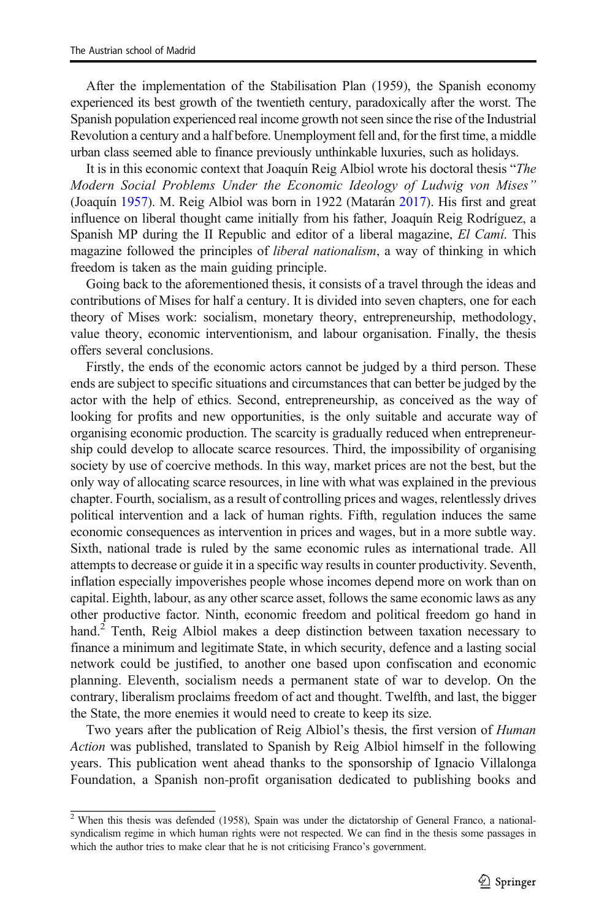After the implementation of the Stabilisation Plan (1959), the Spanish economy experienced its best growth of the twentieth century, paradoxically after the worst. The Spanish population experienced real income growth not seen since the rise of the Industrial Revolution a century and a half before. Unemployment fell and, for the first time, a middle urban class seemed able to finance previously unthinkable luxuries, such as holidays.

It is in this economic context that Joaquín Reig Albiol wrote his doctoral thesis "*The Modern Social Problems Under the Economic Ideology of Ludwig von Mises"* (Joaquín 1957). M. Reig Albiol was born in 1922 (Matarán 2017). His first and great influence on liberal thought came initially from his father, Joaquín Reig Rodríguez, a Spanish MP during the II Republic and editor of a liberal magazine, *El Camí*. This magazine followed the principles of *liberal nationalism*, a way of thinking in which freedom is taken as the main guiding principle.

Going back to the aforementioned thesis, it consists of a travel through the ideas and contributions of Mises for half a century. It is divided into seven chapters, one for each theory of Mises work: socialism, monetary theory, entrepreneurship, methodology, value theory, economic interventionism, and labour organisation. Finally, the thesis offers several conclusions.

Firstly, the ends of the economic actors cannot be judged by a third person. These ends are subject to specific situations and circumstances that can better be judged by the actor with the help of ethics. Second, entrepreneurship, as conceived as the way of looking for profits and new opportunities, is the only suitable and accurate way of organising economic production. The scarcity is gradually reduced when entrepreneurship could develop to allocate scarce resources. Third, the impossibility of organising society by use of coercive methods. In this way, market prices are not the best, but the only way of allocating scarce resources, in line with what was explained in the previous chapter. Fourth, socialism, as a result of controlling prices and wages, relentlessly drives political intervention and a lack of human rights. Fifth, regulation induces the same economic consequences as intervention in prices and wages, but in a more subtle way. Sixth, national trade is ruled by the same economic rules as international trade. All attempts to decrease or guide it in a specific way results in counter productivity. Seventh, inflation especially impoverishes people whose incomes depend more on work than on capital. Eighth, labour, as any other scarce asset, follows the same economic laws as any other productive factor. Ninth, economic freedom and political freedom go hand in hand.[2] Tenth, Reig Albiol makes a deep distinction between taxation necessary to finance a minimum and legitimate State, in which security, defence and a lasting social network could be justified, to another one based upon confiscation and economic planning. Eleventh, socialism needs a permanent state of war to develop. On the contrary, liberalism proclaims freedom of act and thought. Twelfth, and last, the bigger the State, the more enemies it would need to create to keep its size.

Two years after the publication of Reig Albiol's thesis, the first version of *Human Action* was published, translated to Spanish by Reig Albiol himself in the following years. This publication went ahead thanks to the sponsorship of Ignacio Villalonga Foundation, a Spanish non-profit organisation dedicated to publishing books and

---

[2] When this thesis was defended (1958), Spain was under the dictatorship of General Franco, a national-syndicalism regime in which human rights were not respected. We can find in the thesis some passages in which the author tries to make clear that he is not criticising Franco's government.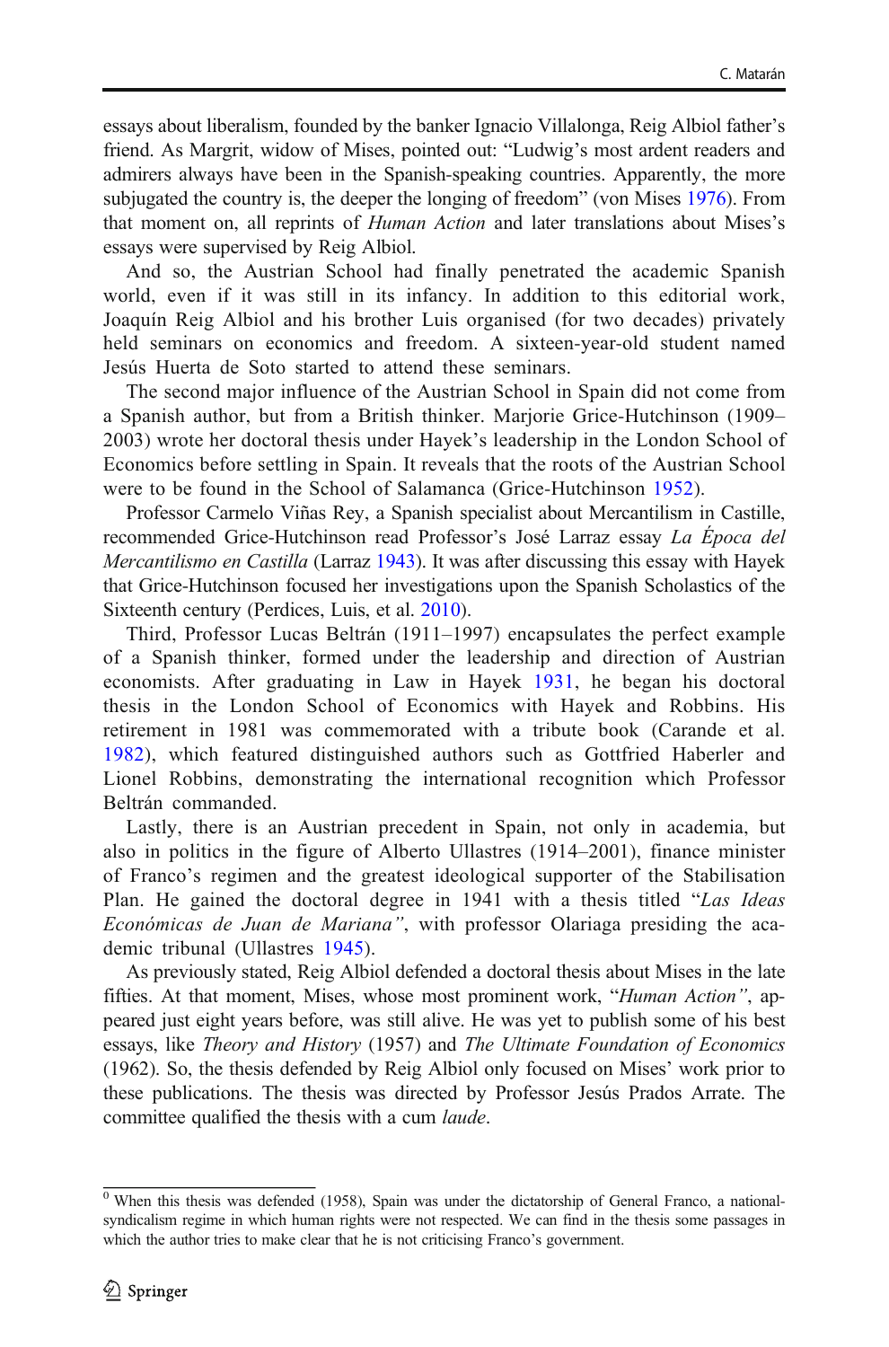essays about liberalism, founded by the banker Ignacio Villalonga, Reig Albiol father's friend. As Margrit, widow of Mises, pointed out: "Ludwig's most ardent readers and admirers always have been in the Spanish-speaking countries. Apparently, the more subjugated the country is, the deeper the longing of freedom" (von Mises 1976). From that moment on, all reprints of *Human Action* and later translations about Mises's essays were supervised by Reig Albiol.

And so, the Austrian School had finally penetrated the academic Spanish world, even if it was still in its infancy. In addition to this editorial work, Joaquín Reig Albiol and his brother Luis organised (for two decades) privately held seminars on economics and freedom. A sixteen-year-old student named Jesús Huerta de Soto started to attend these seminars.

The second major influence of the Austrian School in Spain did not come from a Spanish author, but from a British thinker. Marjorie Grice-Hutchinson (1909–2003) wrote her doctoral thesis under Hayek's leadership in the London School of Economics before settling in Spain. It reveals that the roots of the Austrian School were to be found in the School of Salamanca (Grice-Hutchinson 1952).

Professor Carmelo Viñas Rey, a Spanish specialist about Mercantilism in Castille, recommended Grice-Hutchinson read Professor's José Larraz essay *La Época del Mercantilismo en Castilla* (Larraz 1943). It was after discussing this essay with Hayek that Grice-Hutchinson focused her investigations upon the Spanish Scholastics of the Sixteenth century (Perdices, Luis, et al. 2010).

Third, Professor Lucas Beltrán (1911–1997) encapsulates the perfect example of a Spanish thinker, formed under the leadership and direction of Austrian economists. After graduating in Law in Hayek 1931, he began his doctoral thesis in the London School of Economics with Hayek and Robbins. His retirement in 1981 was commemorated with a tribute book (Carande et al. 1982), which featured distinguished authors such as Gottfried Haberler and Lionel Robbins, demonstrating the international recognition which Professor Beltrán commanded.

Lastly, there is an Austrian precedent in Spain, not only in academia, but also in politics in the figure of Alberto Ullastres (1914–2001), finance minister of Franco's regimen and the greatest ideological supporter of the Stabilisation Plan. He gained the doctoral degree in 1941 with a thesis titled "*Las Ideas Económicas de Juan de Mariana*", with professor Olariaga presiding the academic tribunal (Ullastres 1945).

As previously stated, Reig Albiol defended a doctoral thesis about Mises in the late fifties. At that moment, Mises, whose most prominent work, "*Human Action*", appeared just eight years before, was still alive. He was yet to publish some of his best essays, like *Theory and History* (1957) and *The Ultimate Foundation of Economics* (1962). So, the thesis defended by Reig Albiol only focused on Mises' work prior to these publications. The thesis was directed by Professor Jesús Prados Arrate. The committee qualified the thesis with a cum *laude*.

---

[0] When this thesis was defended (1958), Spain was under the dictatorship of General Franco, a national-syndicalism regime in which human rights were not respected. We can find in the thesis some passages in which the author tries to make clear that he is not criticising Franco's government.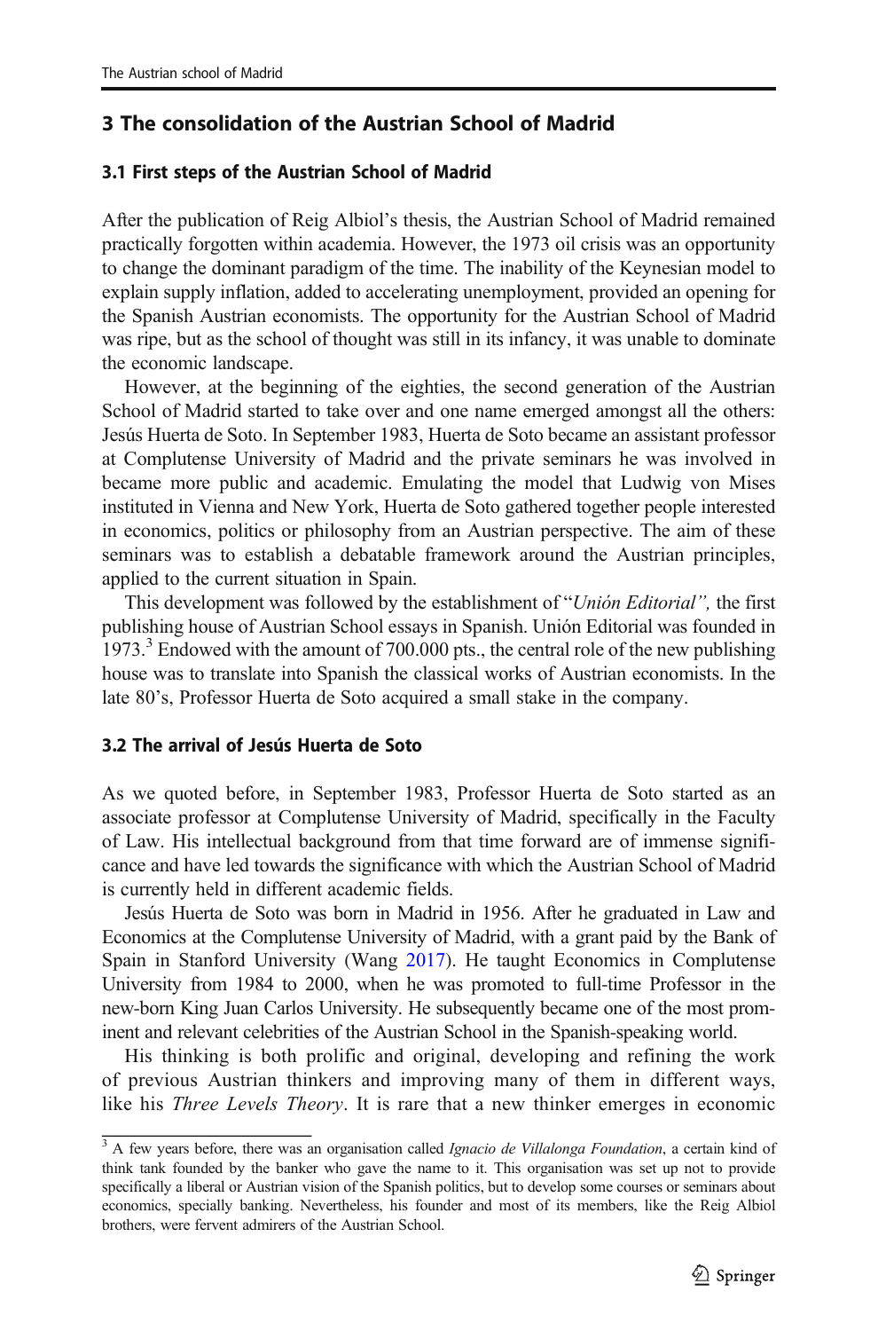## 3 The consolidation of the Austrian School of Madrid

### 3.1 First steps of the Austrian School of Madrid

After the publication of Reig Albiol's thesis, the Austrian School of Madrid remained practically forgotten within academia. However, the 1973 oil crisis was an opportunity to change the dominant paradigm of the time. The inability of the Keynesian model to explain supply inflation, added to accelerating unemployment, provided an opening for the Spanish Austrian economists. The opportunity for the Austrian School of Madrid was ripe, but as the school of thought was still in its infancy, it was unable to dominate the economic landscape.

However, at the beginning of the eighties, the second generation of the Austrian School of Madrid started to take over and one name emerged amongst all the others: Jesús Huerta de Soto. In September 1983, Huerta de Soto became an assistant professor at Complutense University of Madrid and the private seminars he was involved in became more public and academic. Emulating the model that Ludwig von Mises instituted in Vienna and New York, Huerta de Soto gathered together people interested in economics, politics or philosophy from an Austrian perspective. The aim of these seminars was to establish a debatable framework around the Austrian principles, applied to the current situation in Spain.

This development was followed by the establishment of "*Unión Editorial",* the first publishing house of Austrian School essays in Spanish. Unión Editorial was founded in 1973.[3] Endowed with the amount of 700.000 pts., the central role of the new publishing house was to translate into Spanish the classical works of Austrian economists. In the late 80's, Professor Huerta de Soto acquired a small stake in the company.

### 3.2 The arrival of Jesús Huerta de Soto

As we quoted before, in September 1983, Professor Huerta de Soto started as an associate professor at Complutense University of Madrid, specifically in the Faculty of Law. His intellectual background from that time forward are of immense significance and have led towards the significance with which the Austrian School of Madrid is currently held in different academic fields.

Jesús Huerta de Soto was born in Madrid in 1956. After he graduated in Law and Economics at the Complutense University of Madrid, with a grant paid by the Bank of Spain in Stanford University (Wang 2017). He taught Economics in Complutense University from 1984 to 2000, when he was promoted to full-time Professor in the new-born King Juan Carlos University. He subsequently became one of the most prominent and relevant celebrities of the Austrian School in the Spanish-speaking world.

His thinking is both prolific and original, developing and refining the work of previous Austrian thinkers and improving many of them in different ways, like his *Three Levels Theory*. It is rare that a new thinker emerges in economic

[3] A few years before, there was an organisation called *Ignacio de Villalonga Foundation*, a certain kind of think tank founded by the banker who gave the name to it. This organisation was set up not to provide specifically a liberal or Austrian vision of the Spanish politics, but to develop some courses or seminars about economics, specially banking. Nevertheless, his founder and most of its members, like the Reig Albiol brothers, were fervent admirers of the Austrian School.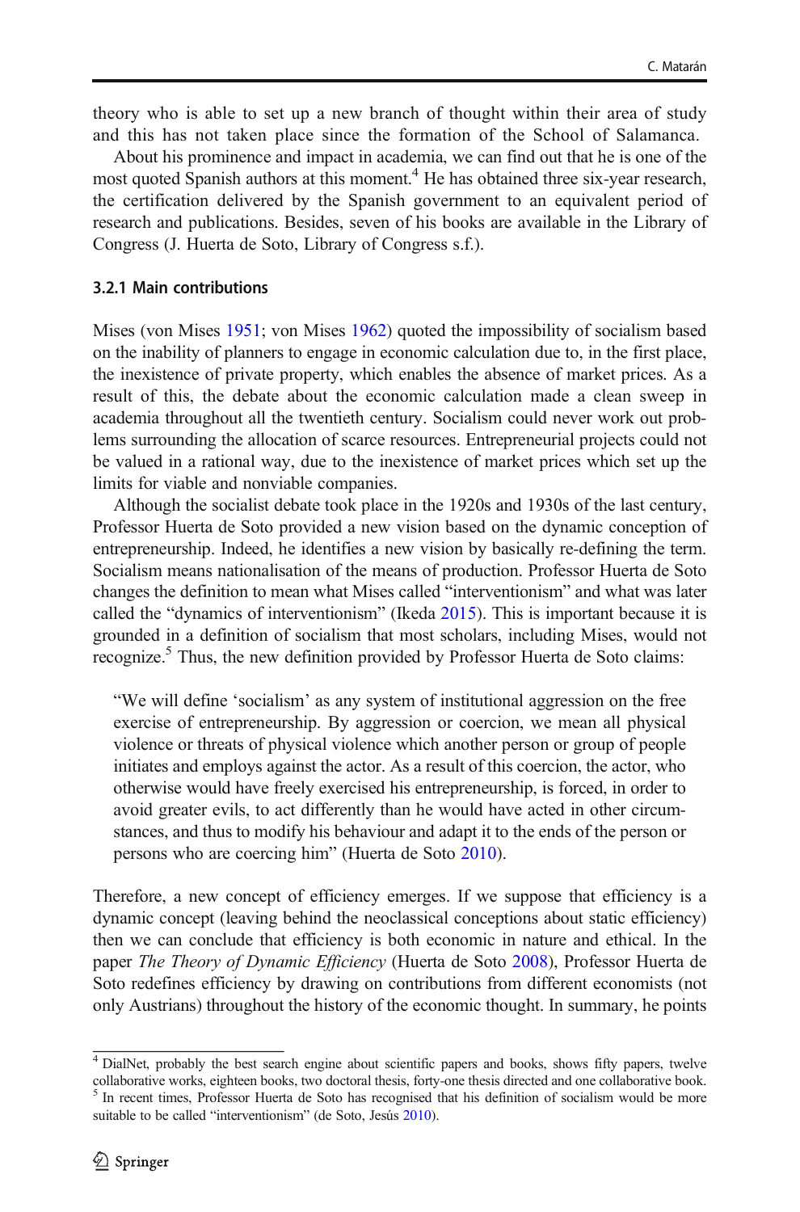theory who is able to set up a new branch of thought within their area of study and this has not taken place since the formation of the School of Salamanca.

About his prominence and impact in academia, we can find out that he is one of the most quoted Spanish authors at this moment.[4] He has obtained three six-year research, the certification delivered by the Spanish government to an equivalent period of research and publications. Besides, seven of his books are available in the Library of Congress (J. Huerta de Soto, Library of Congress s.f.).

### 3.2.1 Main contributions

Mises (von Mises 1951; von Mises 1962) quoted the impossibility of socialism based on the inability of planners to engage in economic calculation due to, in the first place, the inexistence of private property, which enables the absence of market prices. As a result of this, the debate about the economic calculation made a clean sweep in academia throughout all the twentieth century. Socialism could never work out problems surrounding the allocation of scarce resources. Entrepreneurial projects could not be valued in a rational way, due to the inexistence of market prices which set up the limits for viable and nonviable companies.

Although the socialist debate took place in the 1920s and 1930s of the last century, Professor Huerta de Soto provided a new vision based on the dynamic conception of entrepreneurship. Indeed, he identifies a new vision by basically re-defining the term. Socialism means nationalisation of the means of production. Professor Huerta de Soto changes the definition to mean what Mises called "interventionism" and what was later called the "dynamics of interventionism" (Ikeda 2015). This is important because it is grounded in a definition of socialism that most scholars, including Mises, would not recognize.[5] Thus, the new definition provided by Professor Huerta de Soto claims:

> "We will define 'socialism' as any system of institutional aggression on the free exercise of entrepreneurship. By aggression or coercion, we mean all physical violence or threats of physical violence which another person or group of people initiates and employs against the actor. As a result of this coercion, the actor, who otherwise would have freely exercised his entrepreneurship, is forced, in order to avoid greater evils, to act differently than he would have acted in other circumstances, and thus to modify his behaviour and adapt it to the ends of the person or persons who are coercing him" (Huerta de Soto 2010).

Therefore, a new concept of efficiency emerges. If we suppose that efficiency is a dynamic concept (leaving behind the neoclassical conceptions about static efficiency) then we can conclude that efficiency is both economic in nature and ethical. In the paper *The Theory of Dynamic Efficiency* (Huerta de Soto 2008), Professor Huerta de Soto redefines efficiency by drawing on contributions from different economists (not only Austrians) throughout the history of the economic thought. In summary, he points

---

[4] DialNet, probably the best search engine about scientific papers and books, shows fifty papers, twelve collaborative works, eighteen books, two doctoral thesis, forty-one thesis directed and one collaborative book.

[5] In recent times, Professor Huerta de Soto has recognised that his definition of socialism would be more suitable to be called "interventionism" (de Soto, Jesús 2010).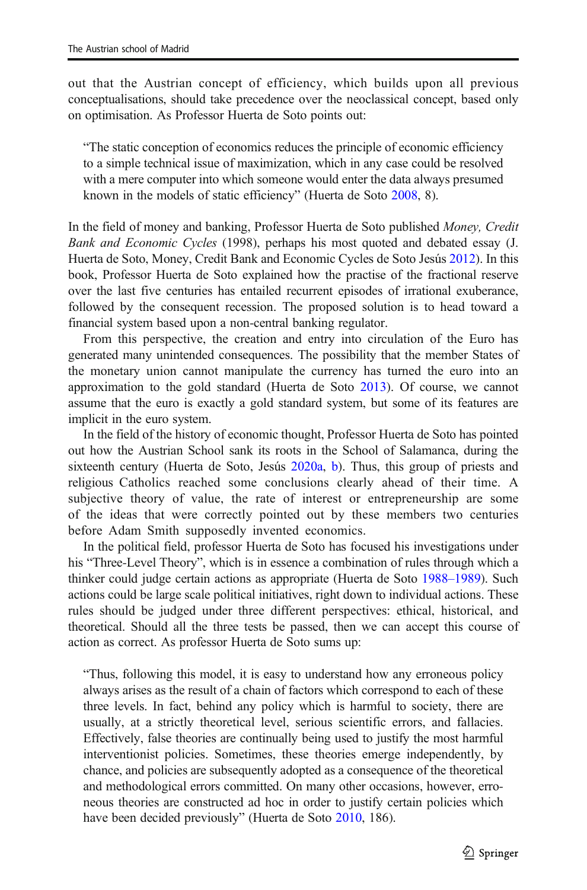out that the Austrian concept of efficiency, which builds upon all previous conceptualisations, should take precedence over the neoclassical concept, based only on optimisation. As Professor Huerta de Soto points out:

> "The static conception of economics reduces the principle of economic efficiency to a simple technical issue of maximization, which in any case could be resolved with a mere computer into which someone would enter the data always presumed known in the models of static efficiency" (Huerta de Soto 2008, 8).

In the field of money and banking, Professor Huerta de Soto published *Money, Credit Bank and Economic Cycles* (1998), perhaps his most quoted and debated essay (J. Huerta de Soto, Money, Credit Bank and Economic Cycles de Soto Jesús 2012). In this book, Professor Huerta de Soto explained how the practise of the fractional reserve over the last five centuries has entailed recurrent episodes of irrational exuberance, followed by the consequent recession. The proposed solution is to head toward a financial system based upon a non-central banking regulator.

From this perspective, the creation and entry into circulation of the Euro has generated many unintended consequences. The possibility that the member States of the monetary union cannot manipulate the currency has turned the euro into an approximation to the gold standard (Huerta de Soto 2013). Of course, we cannot assume that the euro is exactly a gold standard system, but some of its features are implicit in the euro system.

In the field of the history of economic thought, Professor Huerta de Soto has pointed out how the Austrian School sank its roots in the School of Salamanca, during the sixteenth century (Huerta de Soto, Jesús 2020a, b). Thus, this group of priests and religious Catholics reached some conclusions clearly ahead of their time. A subjective theory of value, the rate of interest or entrepreneurship are some of the ideas that were correctly pointed out by these members two centuries before Adam Smith supposedly invented economics.

In the political field, professor Huerta de Soto has focused his investigations under his "Three-Level Theory", which is in essence a combination of rules through which a thinker could judge certain actions as appropriate (Huerta de Soto 1988–1989). Such actions could be large scale political initiatives, right down to individual actions. These rules should be judged under three different perspectives: ethical, historical, and theoretical. Should all the three tests be passed, then we can accept this course of action as correct. As professor Huerta de Soto sums up:

> "Thus, following this model, it is easy to understand how any erroneous policy always arises as the result of a chain of factors which correspond to each of these three levels. In fact, behind any policy which is harmful to society, there are usually, at a strictly theoretical level, serious scientific errors, and fallacies. Effectively, false theories are continually being used to justify the most harmful interventionist policies. Sometimes, these theories emerge independently, by chance, and policies are subsequently adopted as a consequence of the theoretical and methodological errors committed. On many other occasions, however, erroneous theories are constructed ad hoc in order to justify certain policies which have been decided previously" (Huerta de Soto 2010, 186).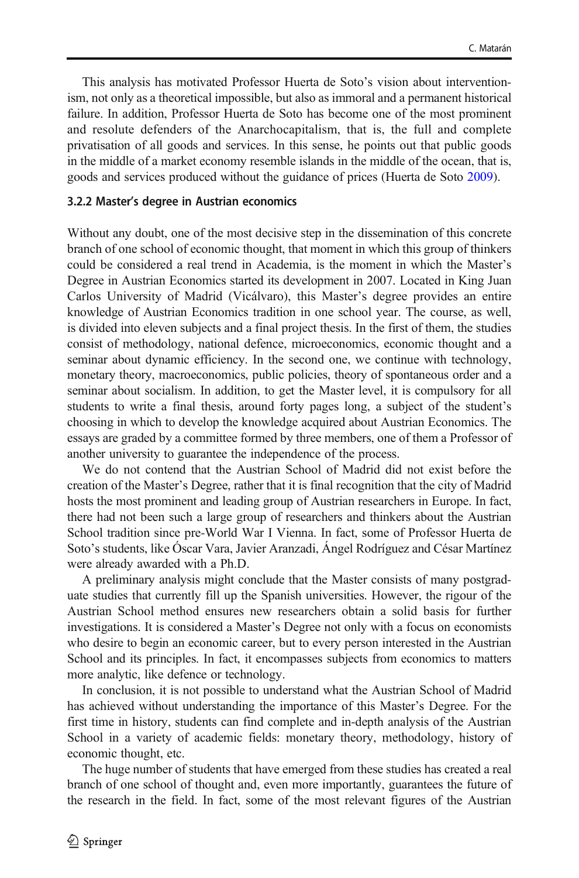This analysis has motivated Professor Huerta de Soto's vision about interventionism, not only as a theoretical impossible, but also as immoral and a permanent historical failure. In addition, Professor Huerta de Soto has become one of the most prominent and resolute defenders of the Anarchocapitalism, that is, the full and complete privatisation of all goods and services. In this sense, he points out that public goods in the middle of a market economy resemble islands in the middle of the ocean, that is, goods and services produced without the guidance of prices (Huerta de Soto 2009).

### 3.2.2 Master's degree in Austrian economics

Without any doubt, one of the most decisive step in the dissemination of this concrete branch of one school of economic thought, that moment in which this group of thinkers could be considered a real trend in Academia, is the moment in which the Master's Degree in Austrian Economics started its development in 2007. Located in King Juan Carlos University of Madrid (Vicálvaro), this Master's degree provides an entire knowledge of Austrian Economics tradition in one school year. The course, as well, is divided into eleven subjects and a final project thesis. In the first of them, the studies consist of methodology, national defence, microeconomics, economic thought and a seminar about dynamic efficiency. In the second one, we continue with technology, monetary theory, macroeconomics, public policies, theory of spontaneous order and a seminar about socialism. In addition, to get the Master level, it is compulsory for all students to write a final thesis, around forty pages long, a subject of the student's choosing in which to develop the knowledge acquired about Austrian Economics. The essays are graded by a committee formed by three members, one of them a Professor of another university to guarantee the independence of the process.

We do not contend that the Austrian School of Madrid did not exist before the creation of the Master's Degree, rather that it is final recognition that the city of Madrid hosts the most prominent and leading group of Austrian researchers in Europe. In fact, there had not been such a large group of researchers and thinkers about the Austrian School tradition since pre-World War I Vienna. In fact, some of Professor Huerta de Soto's students, like Óscar Vara, Javier Aranzadi, Ángel Rodríguez and César Martínez were already awarded with a Ph.D.

A preliminary analysis might conclude that the Master consists of many postgraduate studies that currently fill up the Spanish universities. However, the rigour of the Austrian School method ensures new researchers obtain a solid basis for further investigations. It is considered a Master's Degree not only with a focus on economists who desire to begin an economic career, but to every person interested in the Austrian School and its principles. In fact, it encompasses subjects from economics to matters more analytic, like defence or technology.

In conclusion, it is not possible to understand what the Austrian School of Madrid has achieved without understanding the importance of this Master's Degree. For the first time in history, students can find complete and in-depth analysis of the Austrian School in a variety of academic fields: monetary theory, methodology, history of economic thought, etc.

The huge number of students that have emerged from these studies has created a real branch of one school of thought and, even more importantly, guarantees the future of the research in the field. In fact, some of the most relevant figures of the Austrian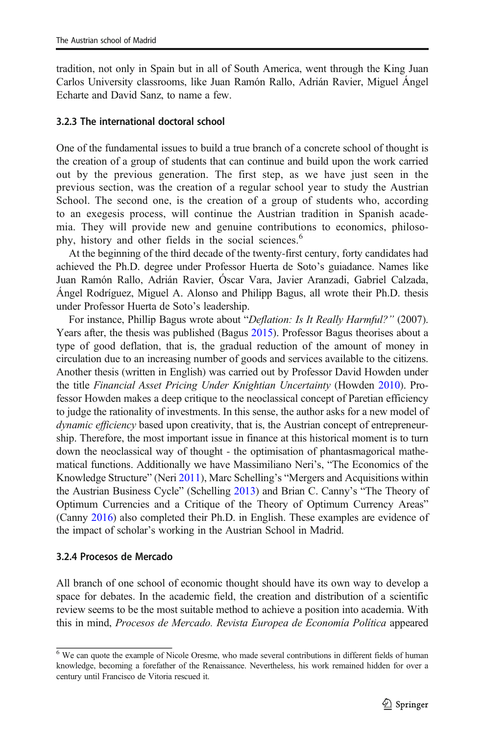tradition, not only in Spain but in all of South America, went through the King Juan Carlos University classrooms, like Juan Ramón Rallo, Adrián Ravier, Miguel Ángel Echarte and David Sanz, to name a few.

### 3.2.3 The international doctoral school

One of the fundamental issues to build a true branch of a concrete school of thought is the creation of a group of students that can continue and build upon the work carried out by the previous generation. The first step, as we have just seen in the previous section, was the creation of a regular school year to study the Austrian School. The second one, is the creation of a group of students who, according to an exegesis process, will continue the Austrian tradition in Spanish academia. They will provide new and genuine contributions to economics, philosophy, history and other fields in the social sciences.[6]

At the beginning of the third decade of the twenty-first century, forty candidates had achieved the Ph.D. degree under Professor Huerta de Soto's guiadance. Names like Juan Ramón Rallo, Adrián Ravier, Óscar Vara, Javier Aranzadi, Gabriel Calzada, Ángel Rodríguez, Miguel A. Alonso and Philipp Bagus, all wrote their Ph.D. thesis under Professor Huerta de Soto's leadership.

For instance, Phillip Bagus wrote about "*Deflation: Is It Really Harmful?"* (2007). Years after, the thesis was published (Bagus 2015). Professor Bagus theorises about a type of good deflation, that is, the gradual reduction of the amount of money in circulation due to an increasing number of goods and services available to the citizens. Another thesis (written in English) was carried out by Professor David Howden under the title *Financial Asset Pricing Under Knightian Uncertainty* (Howden 2010). Professor Howden makes a deep critique to the neoclassical concept of Paretian efficiency to judge the rationality of investments. In this sense, the author asks for a new model of *dynamic efficiency* based upon creativity, that is, the Austrian concept of entrepreneurship. Therefore, the most important issue in finance at this historical moment is to turn down the neoclassical way of thought - the optimisation of phantasmagorical mathematical functions. Additionally we have Massimiliano Neri's, "The Economics of the Knowledge Structure" (Neri 2011), Marc Schelling's "Mergers and Acquisitions within the Austrian Business Cycle" (Schelling 2013) and Brian C. Canny's "The Theory of Optimum Currencies and a Critique of the Theory of Optimum Currency Areas" (Canny 2016) also completed their Ph.D. in English. These examples are evidence of the impact of scholar's working in the Austrian School in Madrid.

### 3.2.4 Procesos de Mercado

All branch of one school of economic thought should have its own way to develop a space for debates. In the academic field, the creation and distribution of a scientific review seems to be the most suitable method to achieve a position into academia. With this in mind, *Procesos de Mercado. Revista Europea de Economía Política* appeared

[6] We can quote the example of Nicole Oresme, who made several contributions in different fields of human knowledge, becoming a forefather of the Renaissance. Nevertheless, his work remained hidden for over a century until Francisco de Vitoria rescued it.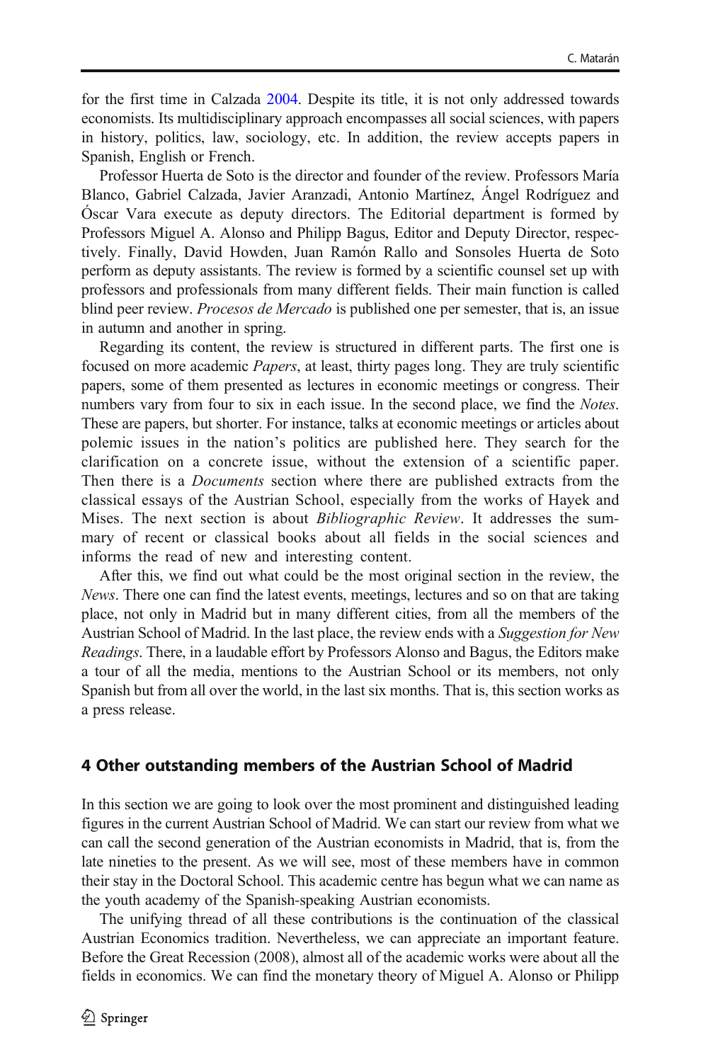for the first time in Calzada 2004. Despite its title, it is not only addressed towards economists. Its multidisciplinary approach encompasses all social sciences, with papers in history, politics, law, sociology, etc. In addition, the review accepts papers in Spanish, English or French.

Professor Huerta de Soto is the director and founder of the review. Professors María Blanco, Gabriel Calzada, Javier Aranzadi, Antonio Martínez, Ángel Rodríguez and Óscar Vara execute as deputy directors. The Editorial department is formed by Professors Miguel A. Alonso and Philipp Bagus, Editor and Deputy Director, respectively. Finally, David Howden, Juan Ramón Rallo and Sonsoles Huerta de Soto perform as deputy assistants. The review is formed by a scientific counsel set up with professors and professionals from many different fields. Their main function is called blind peer review. *Procesos de Mercado* is published one per semester, that is, an issue in autumn and another in spring.

Regarding its content, the review is structured in different parts. The first one is focused on more academic *Papers*, at least, thirty pages long. They are truly scientific papers, some of them presented as lectures in economic meetings or congress. Their numbers vary from four to six in each issue. In the second place, we find the *Notes*. These are papers, but shorter. For instance, talks at economic meetings or articles about polemic issues in the nation's politics are published here. They search for the clarification on a concrete issue, without the extension of a scientific paper. Then there is a *Documents* section where there are published extracts from the classical essays of the Austrian School, especially from the works of Hayek and Mises. The next section is about *Bibliographic Review*. It addresses the summary of recent or classical books about all fields in the social sciences and informs the read of new and interesting content.

After this, we find out what could be the most original section in the review, the *News*. There one can find the latest events, meetings, lectures and so on that are taking place, not only in Madrid but in many different cities, from all the members of the Austrian School of Madrid. In the last place, the review ends with a *Suggestion for New Readings*. There, in a laudable effort by Professors Alonso and Bagus, the Editors make a tour of all the media, mentions to the Austrian School or its members, not only Spanish but from all over the world, in the last six months. That is, this section works as a press release.

## 4 Other outstanding members of the Austrian School of Madrid

In this section we are going to look over the most prominent and distinguished leading figures in the current Austrian School of Madrid. We can start our review from what we can call the second generation of the Austrian economists in Madrid, that is, from the late nineties to the present. As we will see, most of these members have in common their stay in the Doctoral School. This academic centre has begun what we can name as the youth academy of the Spanish-speaking Austrian economists.

The unifying thread of all these contributions is the continuation of the classical Austrian Economics tradition. Nevertheless, we can appreciate an important feature. Before the Great Recession (2008), almost all of the academic works were about all the fields in economics. We can find the monetary theory of Miguel A. Alonso or Philipp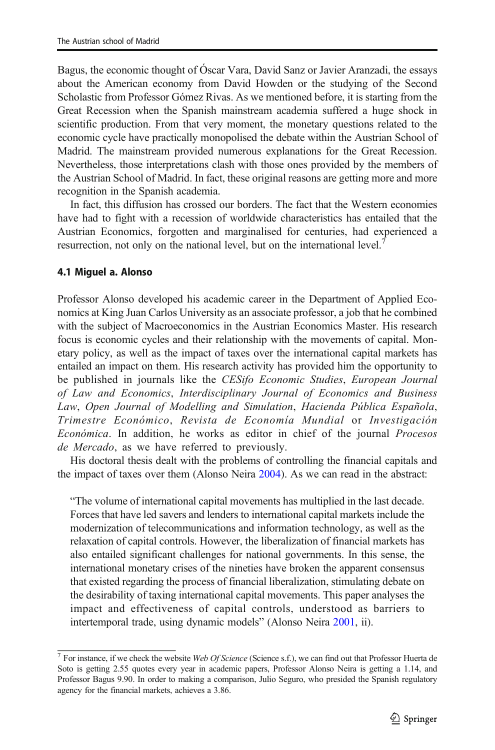Bagus, the economic thought of Óscar Vara, David Sanz or Javier Aranzadi, the essays about the American economy from David Howden or the studying of the Second Scholastic from Professor Gómez Rivas. As we mentioned before, it is starting from the Great Recession when the Spanish mainstream academia suffered a huge shock in scientific production. From that very moment, the monetary questions related to the economic cycle have practically monopolised the debate within the Austrian School of Madrid. The mainstream provided numerous explanations for the Great Recession. Nevertheless, those interpretations clash with those ones provided by the members of the Austrian School of Madrid. In fact, these original reasons are getting more and more recognition in the Spanish academia.

In fact, this diffusion has crossed our borders. The fact that the Western economies have had to fight with a recession of worldwide characteristics has entailed that the Austrian Economics, forgotten and marginalised for centuries, had experienced a resurrection, not only on the national level, but on the international level.[7]

### 4.1 Miguel a. Alonso

Professor Alonso developed his academic career in the Department of Applied Economics at King Juan Carlos University as an associate professor, a job that he combined with the subject of Macroeconomics in the Austrian Economics Master. His research focus is economic cycles and their relationship with the movements of capital. Monetary policy, as well as the impact of taxes over the international capital markets has entailed an impact on them. His research activity has provided him the opportunity to be published in journals like the *CESifo Economic Studies*, *European Journal of Law and Economics*, *Interdisciplinary Journal of Economics and Business Law*, *Open Journal of Modelling and Simulation*, *Hacienda Pública Española*, *Trimestre Económico*, *Revista de Economía Mundial* or *Investigación Económica*. In addition, he works as editor in chief of the journal *Procesos de Mercado*, as we have referred to previously.

His doctoral thesis dealt with the problems of controlling the financial capitals and the impact of taxes over them (Alonso Neira 2004). As we can read in the abstract:

> "The volume of international capital movements has multiplied in the last decade. Forces that have led savers and lenders to international capital markets include the modernization of telecommunications and information technology, as well as the relaxation of capital controls. However, the liberalization of financial markets has also entailed significant challenges for national governments. In this sense, the international monetary crises of the nineties have broken the apparent consensus that existed regarding the process of financial liberalization, stimulating debate on the desirability of taxing international capital movements. This paper analyses the impact and effectiveness of capital controls, understood as barriers to intertemporal trade, using dynamic models" (Alonso Neira 2001, ii).

[7] For instance, if we check the website *Web Of Science* (Science s.f.), we can find out that Professor Huerta de Soto is getting 2.55 quotes every year in academic papers, Professor Alonso Neira is getting a 1.14, and Professor Bagus 9.90. In order to making a comparison, Julio Seguro, who presided the Spanish regulatory agency for the financial markets, achieves a 3.86.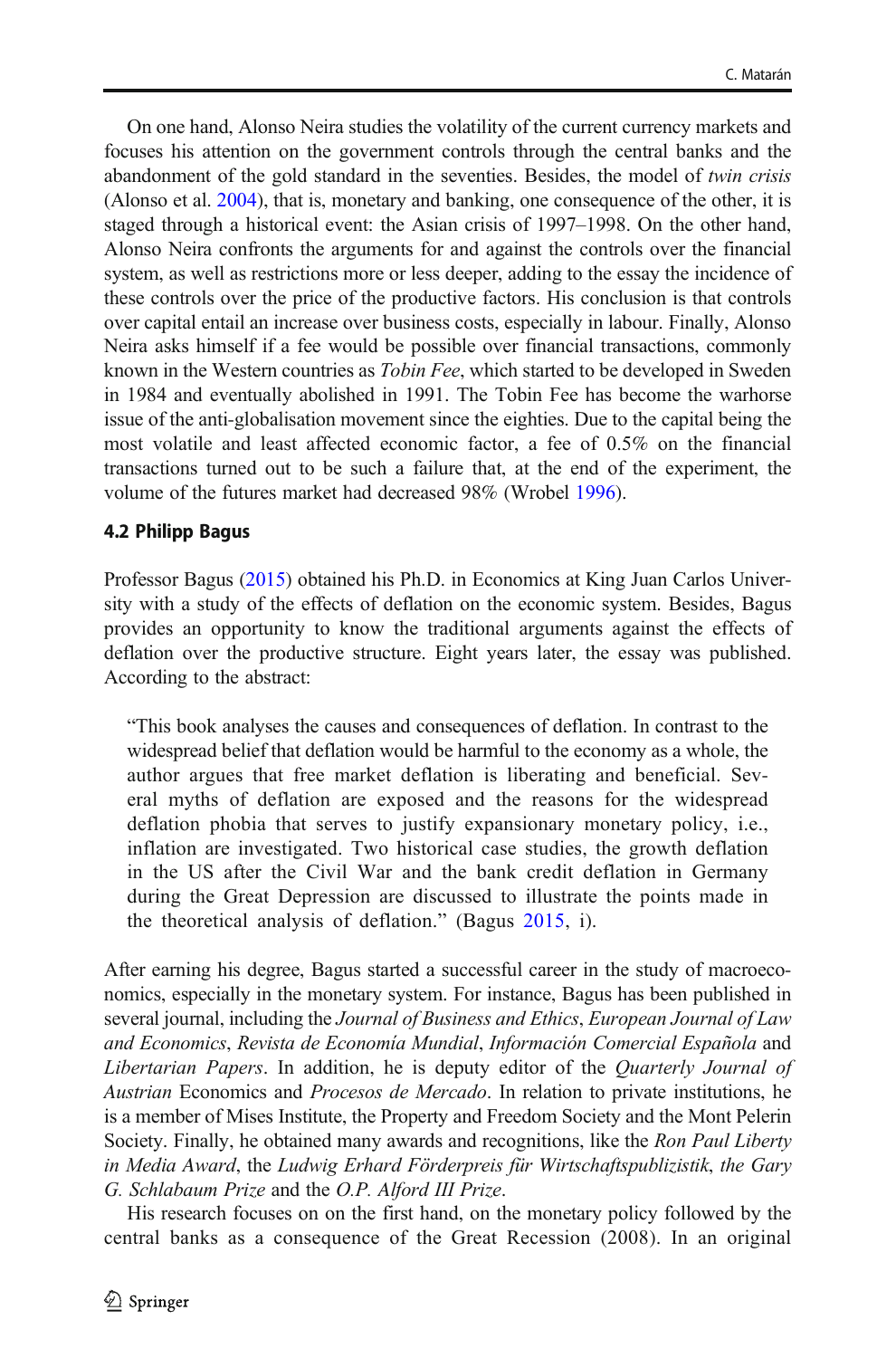On one hand, Alonso Neira studies the volatility of the current currency markets and focuses his attention on the government controls through the central banks and the abandonment of the gold standard in the seventies. Besides, the model of *twin crisis* (Alonso et al. 2004), that is, monetary and banking, one consequence of the other, it is staged through a historical event: the Asian crisis of 1997–1998. On the other hand, Alonso Neira confronts the arguments for and against the controls over the financial system, as well as restrictions more or less deeper, adding to the essay the incidence of these controls over the price of the productive factors. His conclusion is that controls over capital entail an increase over business costs, especially in labour. Finally, Alonso Neira asks himself if a fee would be possible over financial transactions, commonly known in the Western countries as *Tobin Fee*, which started to be developed in Sweden in 1984 and eventually abolished in 1991. The Tobin Fee has become the warhorse issue of the anti-globalisation movement since the eighties. Due to the capital being the most volatile and least affected economic factor, a fee of 0.5% on the financial transactions turned out to be such a failure that, at the end of the experiment, the volume of the futures market had decreased 98% (Wrobel 1996).

### 4.2 Philipp Bagus

Professor Bagus (2015) obtained his Ph.D. in Economics at King Juan Carlos University with a study of the effects of deflation on the economic system. Besides, Bagus provides an opportunity to know the traditional arguments against the effects of deflation over the productive structure. Eight years later, the essay was published. According to the abstract:

> "This book analyses the causes and consequences of deflation. In contrast to the widespread belief that deflation would be harmful to the economy as a whole, the author argues that free market deflation is liberating and beneficial. Several myths of deflation are exposed and the reasons for the widespread deflation phobia that serves to justify expansionary monetary policy, i.e., inflation are investigated. Two historical case studies, the growth deflation in the US after the Civil War and the bank credit deflation in Germany during the Great Depression are discussed to illustrate the points made in the theoretical analysis of deflation." (Bagus 2015, i).

After earning his degree, Bagus started a successful career in the study of macroeconomics, especially in the monetary system. For instance, Bagus has been published in several journal, including the *Journal of Business and Ethics*, *European Journal of Law and Economics*, *Revista de Economía Mundial*, *Información Comercial Española* and *Libertarian Papers*. In addition, he is deputy editor of the *Quarterly Journal of Austrian* Economics and *Procesos de Mercado*. In relation to private institutions, he is a member of Mises Institute, the Property and Freedom Society and the Mont Pelerin Society. Finally, he obtained many awards and recognitions, like the *Ron Paul Liberty in Media Award*, the *Ludwig Erhard Förderpreis für Wirtschaftspublizistik*, *the Gary G. Schlabaum Prize* and the *O.P. Alford III Prize*.

His research focuses on on the first hand, on the monetary policy followed by the central banks as a consequence of the Great Recession (2008). In an original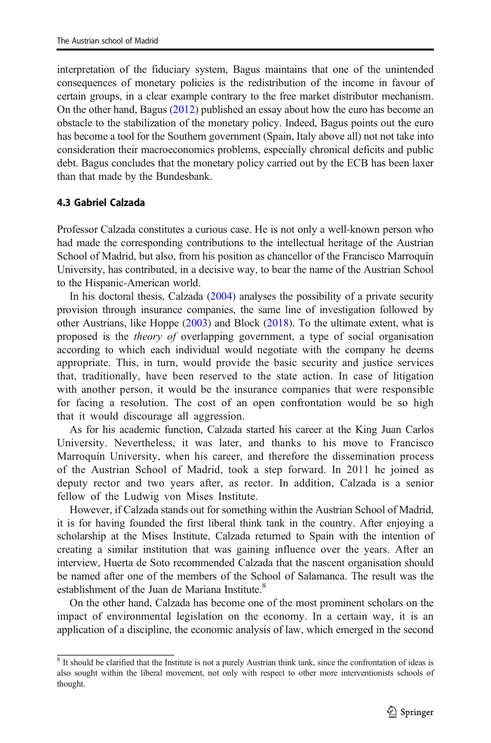interpretation of the fiduciary system, Bagus maintains that one of the unintended consequences of monetary policies is the redistribution of the income in favour of certain groups, in a clear example contrary to the free market distributor mechanism. On the other hand, Bagus (2012) published an essay about how the euro has become an obstacle to the stabilization of the monetary policy. Indeed, Bagus points out the euro has become a tool for the Southern government (Spain, Italy above all) not not take into consideration their macroeconomics problems, especially chronical deficits and public debt. Bagus concludes that the monetary policy carried out by the ECB has been laxer than that made by the Bundesbank.

### 4.3 Gabriel Calzada

Professor Calzada constitutes a curious case. He is not only a well-known person who had made the corresponding contributions to the intellectual heritage of the Austrian School of Madrid, but also, from his position as chancellor of the Francisco Marroquín University, has contributed, in a decisive way, to bear the name of the Austrian School to the Hispanic-American world.

In his doctoral thesis, Calzada (2004) analyses the possibility of a private security provision through insurance companies, the same line of investigation followed by other Austrians, like Hoppe (2003) and Block (2018). To the ultimate extent, what is proposed is the *theory of* overlapping government, a type of social organisation according to which each individual would negotiate with the company he deems appropriate. This, in turn, would provide the basic security and justice services that, traditionally, have been reserved to the state action. In case of litigation with another person, it would be the insurance companies that were responsible for facing a resolution. The cost of an open confrontation would be so high that it would discourage all aggression.

As for his academic function, Calzada started his career at the King Juan Carlos University. Nevertheless, it was later, and thanks to his move to Francisco Marroquín University, when his career, and therefore the dissemination process of the Austrian School of Madrid, took a step forward. In 2011 he joined as deputy rector and two years after, as rector. In addition, Calzada is a senior fellow of the Ludwig von Mises Institute.

However, if Calzada stands out for something within the Austrian School of Madrid, it is for having founded the first liberal think tank in the country. After enjoying a scholarship at the Mises Institute, Calzada returned to Spain with the intention of creating a similar institution that was gaining influence over the years. After an interview, Huerta de Soto recommended Calzada that the nascent organisation should be named after one of the members of the School of Salamanca. The result was the establishment of the Juan de Mariana Institute.[8]

On the other hand, Calzada has become one of the most prominent scholars on the impact of environmental legislation on the economy. In a certain way, it is an application of a discipline, the economic analysis of law, which emerged in the second

[8] It should be clarified that the Institute is not a purely Austrian think tank, since the confrontation of ideas is also sought within the liberal movement, not only with respect to other more interventionists schools of thought.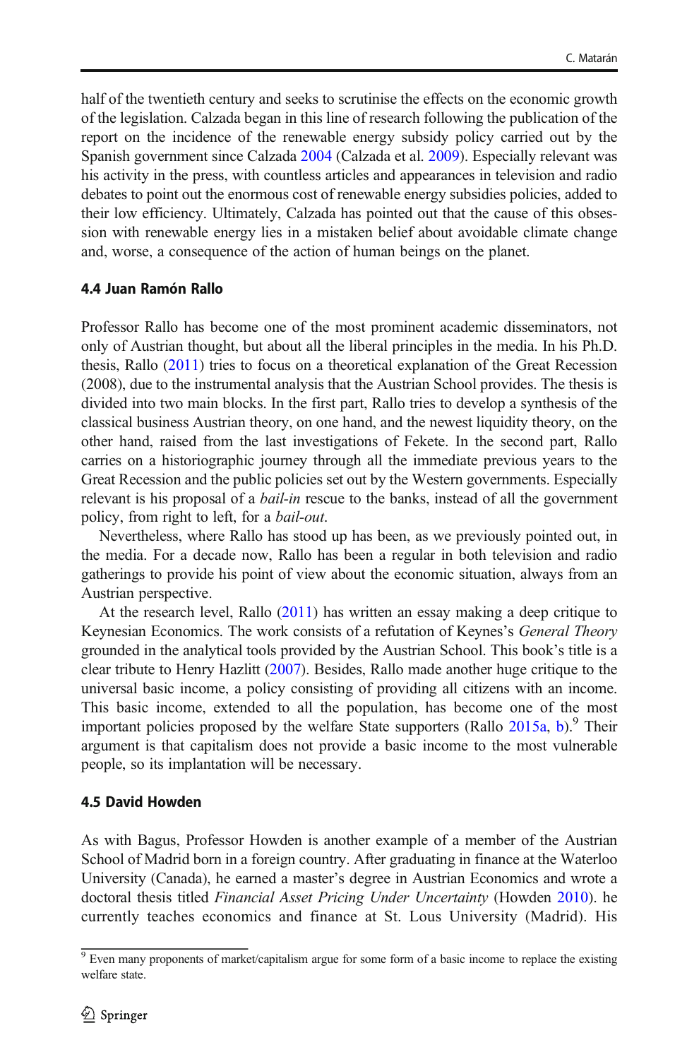half of the twentieth century and seeks to scrutinise the effects on the economic growth of the legislation. Calzada began in this line of research following the publication of the report on the incidence of the renewable energy subsidy policy carried out by the Spanish government since Calzada 2004 (Calzada et al. 2009). Especially relevant was his activity in the press, with countless articles and appearances in television and radio debates to point out the enormous cost of renewable energy subsidies policies, added to their low efficiency. Ultimately, Calzada has pointed out that the cause of this obsession with renewable energy lies in a mistaken belief about avoidable climate change and, worse, a consequence of the action of human beings on the planet.

### 4.4 Juan Ramón Rallo

Professor Rallo has become one of the most prominent academic disseminators, not only of Austrian thought, but about all the liberal principles in the media. In his Ph.D. thesis, Rallo (2011) tries to focus on a theoretical explanation of the Great Recession (2008), due to the instrumental analysis that the Austrian School provides. The thesis is divided into two main blocks. In the first part, Rallo tries to develop a synthesis of the classical business Austrian theory, on one hand, and the newest liquidity theory, on the other hand, raised from the last investigations of Fekete. In the second part, Rallo carries on a historiographic journey through all the immediate previous years to the Great Recession and the public policies set out by the Western governments. Especially relevant is his proposal of a *bail-in* rescue to the banks, instead of all the government policy, from right to left, for a *bail-out*.

Nevertheless, where Rallo has stood up has been, as we previously pointed out, in the media. For a decade now, Rallo has been a regular in both television and radio gatherings to provide his point of view about the economic situation, always from an Austrian perspective.

At the research level, Rallo (2011) has written an essay making a deep critique to Keynesian Economics. The work consists of a refutation of Keynes's *General Theory* grounded in the analytical tools provided by the Austrian School. This book's title is a clear tribute to Henry Hazlitt (2007). Besides, Rallo made another huge critique to the universal basic income, a policy consisting of providing all citizens with an income. This basic income, extended to all the population, has become one of the most important policies proposed by the welfare State supporters (Rallo 2015a, b).[9] Their argument is that capitalism does not provide a basic income to the most vulnerable people, so its implantation will be necessary.

### 4.5 David Howden

As with Bagus, Professor Howden is another example of a member of the Austrian School of Madrid born in a foreign country. After graduating in finance at the Waterloo University (Canada), he earned a master's degree in Austrian Economics and wrote a doctoral thesis titled *Financial Asset Pricing Under Uncertainty* (Howden 2010). he currently teaches economics and finance at St. Lous University (Madrid). His

[9] Even many proponents of market/capitalism argue for some form of a basic income to replace the existing welfare state.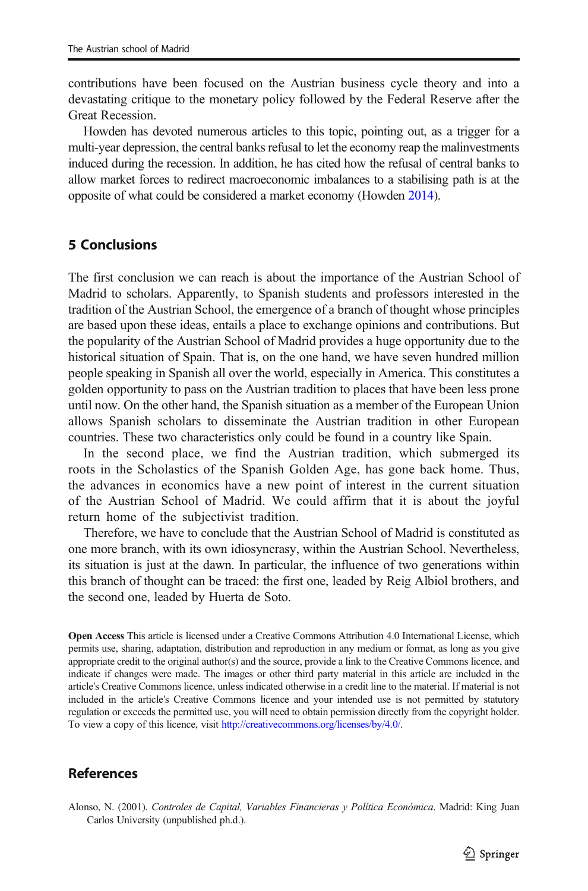contributions have been focused on the Austrian business cycle theory and into a devastating critique to the monetary policy followed by the Federal Reserve after the Great Recession.

Howden has devoted numerous articles to this topic, pointing out, as a trigger for a multi-year depression, the central banks refusal to let the economy reap the malinvestments induced during the recession. In addition, he has cited how the refusal of central banks to allow market forces to redirect macroeconomic imbalances to a stabilising path is at the opposite of what could be considered a market economy (Howden 2014).

## 5 Conclusions

The first conclusion we can reach is about the importance of the Austrian School of Madrid to scholars. Apparently, to Spanish students and professors interested in the tradition of the Austrian School, the emergence of a branch of thought whose principles are based upon these ideas, entails a place to exchange opinions and contributions. But the popularity of the Austrian School of Madrid provides a huge opportunity due to the historical situation of Spain. That is, on the one hand, we have seven hundred million people speaking in Spanish all over the world, especially in America. This constitutes a golden opportunity to pass on the Austrian tradition to places that have been less prone until now. On the other hand, the Spanish situation as a member of the European Union allows Spanish scholars to disseminate the Austrian tradition in other European countries. These two characteristics only could be found in a country like Spain.

In the second place, we find the Austrian tradition, which submerged its roots in the Scholastics of the Spanish Golden Age, has gone back home. Thus, the advances in economics have a new point of interest in the current situation of the Austrian School of Madrid. We could affirm that it is about the joyful return home of the subjectivist tradition.

Therefore, we have to conclude that the Austrian School of Madrid is constituted as one more branch, with its own idiosyncrasy, within the Austrian School. Nevertheless, its situation is just at the dawn. In particular, the influence of two generations within this branch of thought can be traced: the first one, leaded by Reig Albiol brothers, and the second one, leaded by Huerta de Soto.

**Open Access** This article is licensed under a Creative Commons Attribution 4.0 International License, which permits use, sharing, adaptation, distribution and reproduction in any medium or format, as long as you give appropriate credit to the original author(s) and the source, provide a link to the Creative Commons licence, and indicate if changes were made. The images or other third party material in this article are included in the article's Creative Commons licence, unless indicated otherwise in a credit line to the material. If material is not included in the article's Creative Commons licence and your intended use is not permitted by statutory regulation or exceeds the permitted use, you will need to obtain permission directly from the copyright holder. To view a copy of this licence, visit http://creativecommons.org/licenses/by/4.0/.

## References

Alonso, N. (2001). *Controles de Capital, Variables Financieras y Política Económica*. Madrid: King Juan Carlos University (unpublished ph.d.).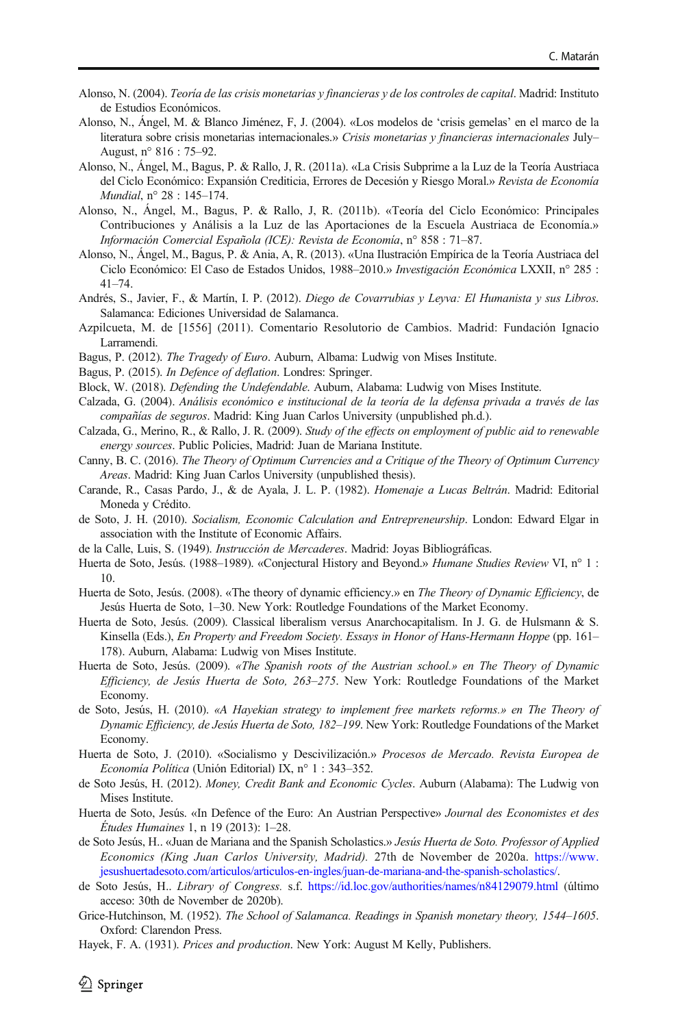Alonso, N. (2004). *Teoría de las crisis monetarias y financieras y de los controles de capital*. Madrid: Instituto de Estudios Económicos.

Alonso, N., Ángel, M. & Blanco Jiménez, F, J. (2004). «Los modelos de 'crisis gemelas' en el marco de la literatura sobre crisis monetarias internacionales.» *Crisis monetarias y financieras internacionales* July–August, n° 816 : 75–92.

Alonso, N., Ángel, M., Bagus, P. & Rallo, J, R. (2011a). «La Crisis Subprime a la Luz de la Teoría Austriaca del Ciclo Económico: Expansión Crediticia, Errores de Dececión y Riesgo Moral.» *Revista de Economía Mundial*, n° 28 : 145–174.

Alonso, N., Ángel, M., Bagus, P. & Rallo, J, R. (2011b). «Teoría del Ciclo Económico: Principales Contribuciones y Análisis a la Luz de las Aportaciones de la Escuela Austriaca de Economía.» *Información Comercial Española (ICE): Revista de Economía*, n° 858 : 71–87.

Alonso, N., Ángel, M., Bagus, P. & Ania, A, R. (2013). «Una Ilustración Empírica de la Teoría Austriaca del Ciclo Económico: El Caso de Estados Unidos, 1988–2010.» *Investigación Económica* LXXII, n° 285 : 41–74.

Andrés, S., Javier, F., & Martín, I. P. (2012). *Diego de Covarrubias y Leyva: El Humanista y sus Libros*. Salamanca: Ediciones Universidad de Salamanca.

Azpilcueta, M. de [1556] (2011). Comentario Resolutorio de Cambios. Madrid: Fundación Ignacio Larramendi.

Bagus, P. (2012). *The Tragedy of Euro*. Auburn, Albama: Ludwig von Mises Institute.

Bagus, P. (2015). *In Defence of deflation*. Londres: Springer.

Block, W. (2018). *Defending the Undefendable*. Auburn, Alabama: Ludwig von Mises Institute.

Calzada, G. (2004). *Análisis económico e institucional de la teoría de la defensa privada a través de las compañías de seguros*. Madrid: King Juan Carlos University (unpublished ph.d.).

Calzada, G., Merino, R., & Rallo, J. R. (2009). *Study of the effects on employment of public aid to renewable energy sources*. Public Policies, Madrid: Juan de Mariana Institute.

Canny, B. C. (2016). *The Theory of Optimum Currencies and a Critique of the Theory of Optimum Currency Areas*. Madrid: King Juan Carlos University (unpublished thesis).

Carande, R., Casas Pardo, J., & de Ayala, J. L. P. (1982). *Homenaje a Lucas Beltrán*. Madrid: Editorial Moneda y Crédito.

de Soto, J. H. (2010). *Socialism, Economic Calculation and Entrepreneurship*. London: Edward Elgar in association with the Institute of Economic Affairs.

de la Calle, Luis, S. (1949). *Instrucción de Mercaderes*. Madrid: Joyas Bibliográficas.

Huerta de Soto, Jesús. (1988–1989). «Conjectural History and Beyond.» *Humane Studies Review* VI, n° 1 : 10.

Huerta de Soto, Jesús. (2008). «The theory of dynamic efficiency.» en *The Theory of Dynamic Efficiency*, de Jesús Huerta de Soto, 1–30. New York: Routledge Foundations of the Market Economy.

Huerta de Soto, Jesús. (2009). Classical liberalism versus Anarchocapitalism. In J. G. de Hulsmann & S. Kinsella (Eds.), *En Property and Freedom Society. Essays in Honor of Hans-Hermann Hoppe* (pp. 161–178). Auburn, Alabama: Ludwig von Mises Institute.

Huerta de Soto, Jesús. (2009). *«The Spanish roots of the Austrian school.» en The Theory of Dynamic Efficiency, de Jesús Huerta de Soto, 263–275*. New York: Routledge Foundations of the Market Economy.

de Soto, Jesús, H. (2010). *«A Hayekian strategy to implement free markets reforms.» en The Theory of Dynamic Efficiency, de Jesús Huerta de Soto, 182–199*. New York: Routledge Foundations of the Market Economy.

Huerta de Soto, J. (2010). «Socialismo y Descivilización.» *Procesos de Mercado. Revista Europea de Economía Política* (Unión Editorial) IX, n° 1 : 343–352.

de Soto Jesús, H. (2012). *Money, Credit Bank and Economic Cycles*. Auburn (Alabama): The Ludwig von Mises Institute.

Huerta de Soto, Jesús. «In Defence of the Euro: An Austrian Perspective» *Journal des Economistes et des Études Humaines* 1, n 19 (2013): 1–28.

de Soto Jesús, H.. «Juan de Mariana and the Spanish Scholastics.» *Jesús Huerta de Soto. Professor of Applied Economics (King Juan Carlos University, Madrid).* 27th de November de 2020a. https://www.jesushuertadesoto.com/articulos/articulos-en-ingles/juan-de-mariana-and-the-spanish-scholastics/.

de Soto Jesús, H.. *Library of Congress.* s.f. https://id.loc.gov/authorities/names/n84129079.html (último acceso: 30th de November de 2020b).

Grice-Hutchinson, M. (1952). *The School of Salamanca. Readings in Spanish monetary theory, 1544–1605*. Oxford: Clarendon Press.

Hayek, F. A. (1931). *Prices and production*. New York: August M Kelly, Publishers.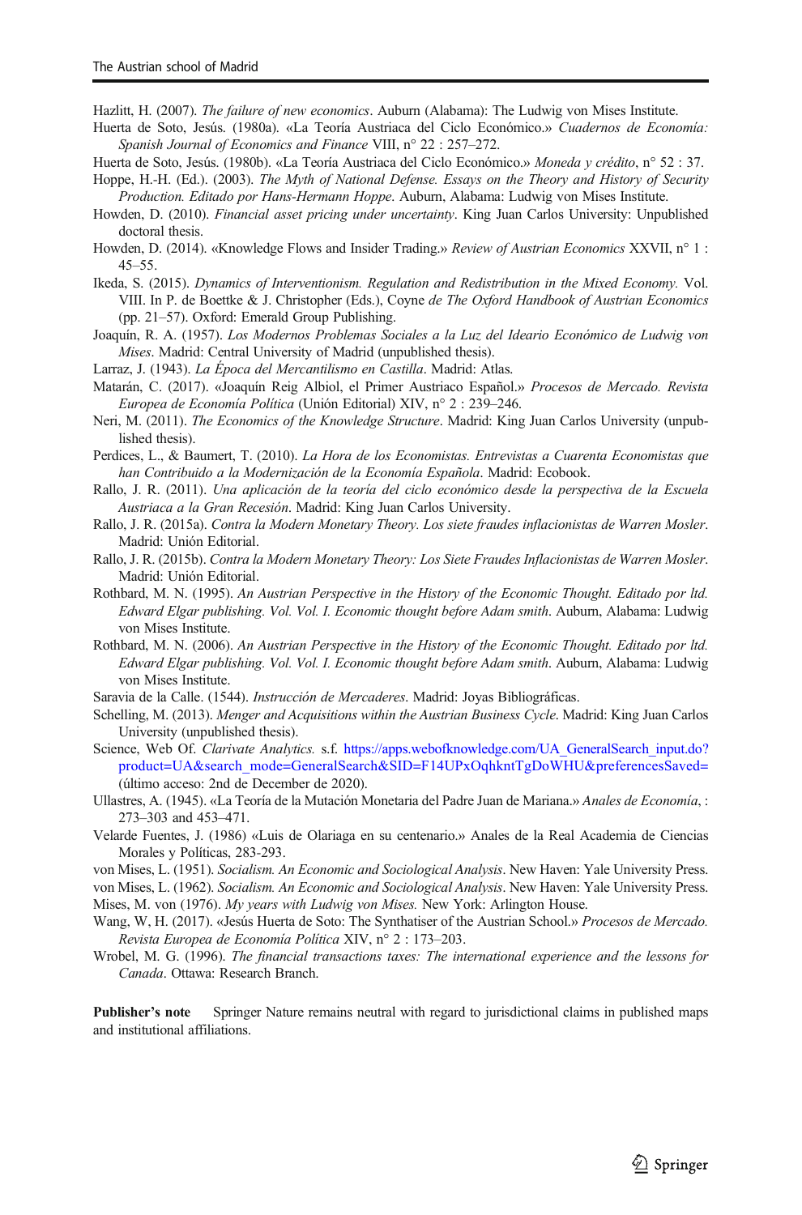Hazlitt, H. (2007). *The failure of new economics*. Auburn (Alabama): The Ludwig von Mises Institute.

Huerta de Soto, Jesús. (1980a). «La Teoría Austriaca del Ciclo Económico.» *Cuadernos de Economía: Spanish Journal of Economics and Finance* VIII, n° 22 : 257–272.

Huerta de Soto, Jesús. (1980b). «La Teoría Austriaca del Ciclo Económico.» *Moneda y crédito*, n° 52 : 37.

Hoppe, H.-H. (Ed.). (2003). *The Myth of National Defense. Essays on the Theory and History of Security Production. Editado por Hans-Hermann Hoppe*. Auburn, Alabama: Ludwig von Mises Institute.

Howden, D. (2010). *Financial asset pricing under uncertainty*. King Juan Carlos University: Unpublished doctoral thesis.

Howden, D. (2014). «Knowledge Flows and Insider Trading.» *Review of Austrian Economics* XXVII, n° 1 : 45–55.

Ikeda, S. (2015). *Dynamics of Interventionism. Regulation and Redistribution in the Mixed Economy.* Vol. VIII. In P. de Boettke & J. Christopher (Eds.), Coyne *de The Oxford Handbook of Austrian Economics* (pp. 21–57). Oxford: Emerald Group Publishing.

Joaquín, R. A. (1957). *Los Modernos Problemas Sociales a la Luz del Ideario Económico de Ludwig von Mises*. Madrid: Central University of Madrid (unpublished thesis).

Larraz, J. (1943). *La Época del Mercantilismo en Castilla*. Madrid: Atlas.

Matarán, C. (2017). «Joaquín Reig Albiol, el Primer Austriaco Español.» *Procesos de Mercado. Revista Europea de Economía Política* (Unión Editorial) XIV, n° 2 : 239–246.

Neri, M. (2011). *The Economics of the Knowledge Structure*. Madrid: King Juan Carlos University (unpublished thesis).

Perdices, L., & Baumert, T. (2010). *La Hora de los Economistas. Entrevistas a Cuarenta Economistas que han Contribuido a la Modernización de la Economía Española*. Madrid: Ecobook.

Rallo, J. R. (2011). *Una aplicación de la teoría del ciclo económico desde la perspectiva de la Escuela Austriaca a la Gran Recesión*. Madrid: King Juan Carlos University.

Rallo, J. R. (2015a). *Contra la Modern Monetary Theory. Los siete fraudes inflacionistas de Warren Mosler*. Madrid: Unión Editorial.

Rallo, J. R. (2015b). *Contra la Modern Monetary Theory: Los Siete Fraudes Inflacionistas de Warren Mosler*. Madrid: Unión Editorial.

Rothbard, M. N. (1995). *An Austrian Perspective in the History of the Economic Thought. Editado por ltd. Edward Elgar publishing. Vol. Vol. I. Economic thought before Adam smith*. Auburn, Alabama: Ludwig von Mises Institute.

Rothbard, M. N. (2006). *An Austrian Perspective in the History of the Economic Thought. Editado por ltd. Edward Elgar publishing. Vol. Vol. I. Economic thought before Adam smith*. Auburn, Alabama: Ludwig von Mises Institute.

Saravia de la Calle. (1544). *Instrucción de Mercaderes*. Madrid: Joyas Bibliográficas.

Schelling, M. (2013). *Menger and Acquisitions within the Austrian Business Cycle*. Madrid: King Juan Carlos University (unpublished thesis).

Science, Web Of. *Clarivate Analytics.* s.f. https://apps.webofknowledge.com/UA_GeneralSearch_input.do?product=UA&search_mode=GeneralSearch&SID=F14UPxOqhkntTgDoWHU&preferencesSaved= (último acceso: 2nd de December de 2020).

Ullastres, A. (1945). «La Teoría de la Mutación Monetaria del Padre Juan de Mariana.» *Anales de Economía*, : 273–303 and 453–471.

Velarde Fuentes, J. (1986) «Luis de Olariaga en su centenario.» Anales de la Real Academia de Ciencias Morales y Políticas, 283-293.

von Mises, L. (1951). *Socialism. An Economic and Sociological Analysis*. New Haven: Yale University Press.

von Mises, L. (1962). *Socialism. An Economic and Sociological Analysis*. New Haven: Yale University Press.

Mises, M. von (1976). *My years with Ludwig von Mises.* New York: Arlington House.

Wang, W, H. (2017). «Jesús Huerta de Soto: The Synthatiser of the Austrian School.» *Procesos de Mercado. Revista Europea de Economía Política* XIV, n° 2 : 173–203.

Wrobel, M. G. (1996). *The financial transactions taxes: The international experience and the lessons for Canada*. Ottawa: Research Branch.

**Publisher's note** Springer Nature remains neutral with regard to jurisdictional claims in published maps and institutional affiliations.